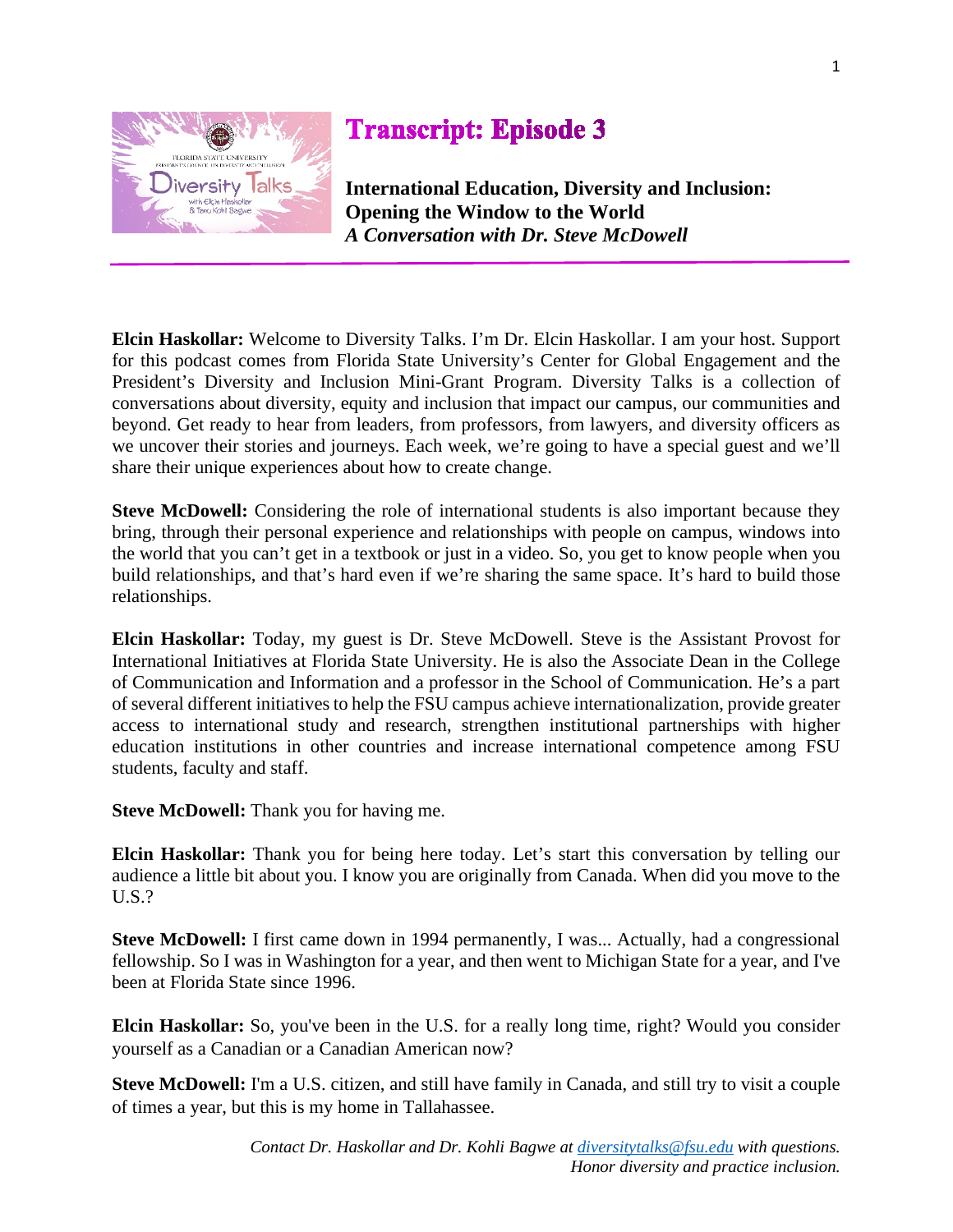# Transcript: Episode 3

**International Education, Diversity and Inclusion: Opening the Window to the World**
***A Conversation with Dr. Steve McDowell***

**Elcin Haskollar:** Welcome to Diversity Talks. I'm Dr. Elcin Haskollar. I am your host. Support for this podcast comes from Florida State University's Center for Global Engagement and the President's Diversity and Inclusion Mini-Grant Program. Diversity Talks is a collection of conversations about diversity, equity and inclusion that impact our campus, our communities and beyond. Get ready to hear from leaders, from professors, from lawyers, and diversity officers as we uncover their stories and journeys. Each week, we're going to have a special guest and we'll share their unique experiences about how to create change.

**Steve McDowell:** Considering the role of international students is also important because they bring, through their personal experience and relationships with people on campus, windows into the world that you can't get in a textbook or just in a video. So, you get to know people when you build relationships, and that's hard even if we're sharing the same space. It's hard to build those relationships.

**Elcin Haskollar:** Today, my guest is Dr. Steve McDowell. Steve is the Assistant Provost for International Initiatives at Florida State University. He is also the Associate Dean in the College of Communication and Information and a professor in the School of Communication. He's a part of several different initiatives to help the FSU campus achieve internationalization, provide greater access to international study and research, strengthen institutional partnerships with higher education institutions in other countries and increase international competence among FSU students, faculty and staff.

**Steve McDowell:** Thank you for having me.

**Elcin Haskollar:** Thank you for being here today. Let's start this conversation by telling our audience a little bit about you. I know you are originally from Canada. When did you move to the U.S.?

**Steve McDowell:** I first came down in 1994 permanently, I was... Actually, had a congressional fellowship. So I was in Washington for a year, and then went to Michigan State for a year, and I've been at Florida State since 1996.

**Elcin Haskollar:** So, you've been in the U.S. for a really long time, right? Would you consider yourself as a Canadian or a Canadian American now?

**Steve McDowell:** I'm a U.S. citizen, and still have family in Canada, and still try to visit a couple of times a year, but this is my home in Tallahassee.

*Contact Dr. Haskollar and Dr. Kohli Bagwe at [diversitytalks@fsu.edu](mailto:diversitytalks@fsu.edu) with questions.*
*Honor diversity and practice inclusion.*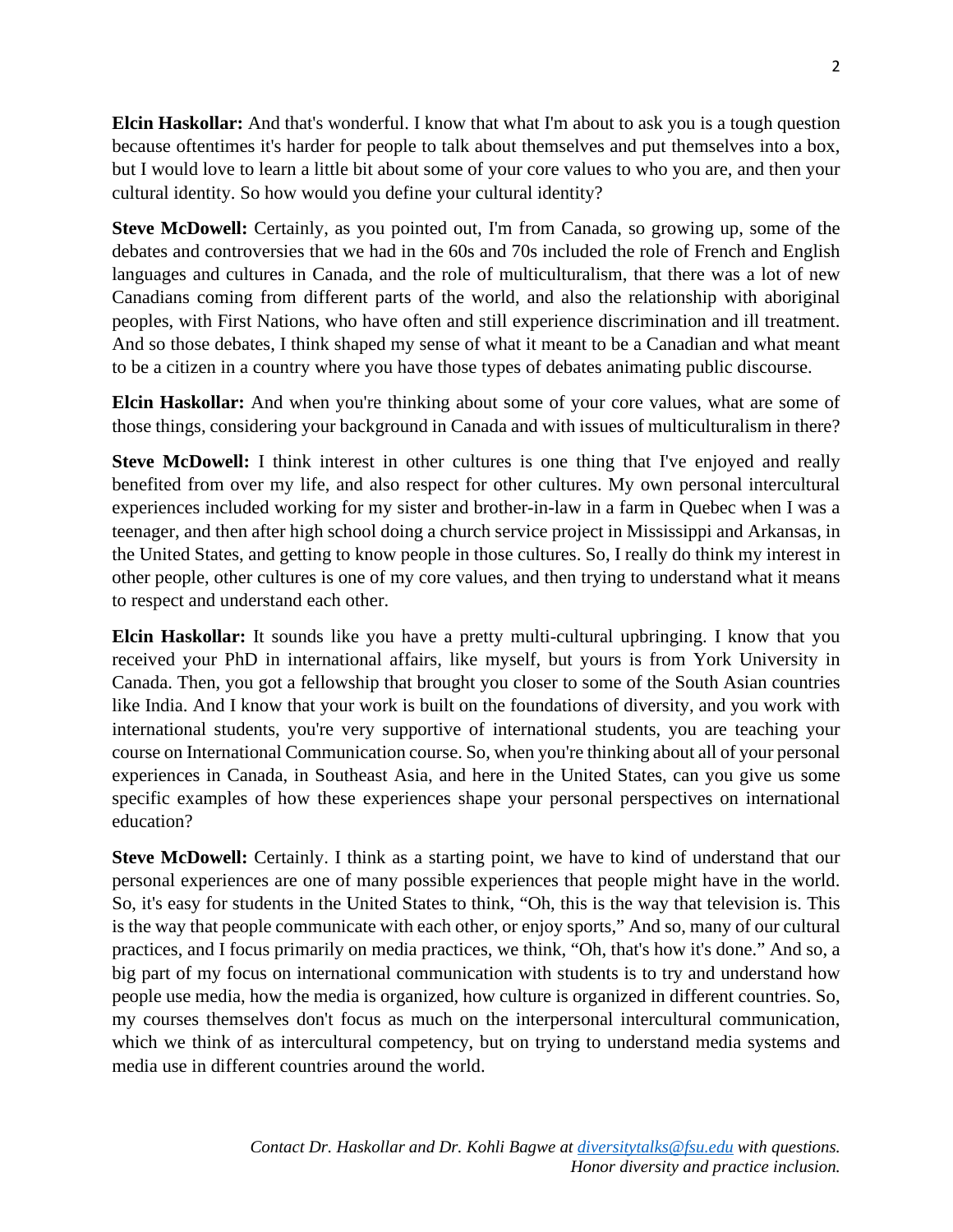**Elcin Haskollar:** And that's wonderful. I know that what I'm about to ask you is a tough question because oftentimes it's harder for people to talk about themselves and put themselves into a box, but I would love to learn a little bit about some of your core values to who you are, and then your cultural identity. So how would you define your cultural identity?

**Steve McDowell:** Certainly, as you pointed out, I'm from Canada, so growing up, some of the debates and controversies that we had in the 60s and 70s included the role of French and English languages and cultures in Canada, and the role of multiculturalism, that there was a lot of new Canadians coming from different parts of the world, and also the relationship with aboriginal peoples, with First Nations, who have often and still experience discrimination and ill treatment. And so those debates, I think shaped my sense of what it meant to be a Canadian and what meant to be a citizen in a country where you have those types of debates animating public discourse.

**Elcin Haskollar:** And when you're thinking about some of your core values, what are some of those things, considering your background in Canada and with issues of multiculturalism in there?

**Steve McDowell:** I think interest in other cultures is one thing that I've enjoyed and really benefited from over my life, and also respect for other cultures. My own personal intercultural experiences included working for my sister and brother-in-law in a farm in Quebec when I was a teenager, and then after high school doing a church service project in Mississippi and Arkansas, in the United States, and getting to know people in those cultures. So, I really do think my interest in other people, other cultures is one of my core values, and then trying to understand what it means to respect and understand each other.

**Elcin Haskollar:** It sounds like you have a pretty multi-cultural upbringing. I know that you received your PhD in international affairs, like myself, but yours is from York University in Canada. Then, you got a fellowship that brought you closer to some of the South Asian countries like India. And I know that your work is built on the foundations of diversity, and you work with international students, you're very supportive of international students, you are teaching your course on International Communication course. So, when you're thinking about all of your personal experiences in Canada, in Southeast Asia, and here in the United States, can you give us some specific examples of how these experiences shape your personal perspectives on international education?

**Steve McDowell:** Certainly. I think as a starting point, we have to kind of understand that our personal experiences are one of many possible experiences that people might have in the world. So, it's easy for students in the United States to think, "Oh, this is the way that television is. This is the way that people communicate with each other, or enjoy sports," And so, many of our cultural practices, and I focus primarily on media practices, we think, "Oh, that's how it's done." And so, a big part of my focus on international communication with students is to try and understand how people use media, how the media is organized, how culture is organized in different countries. So, my courses themselves don't focus as much on the interpersonal intercultural communication, which we think of as intercultural competency, but on trying to understand media systems and media use in different countries around the world.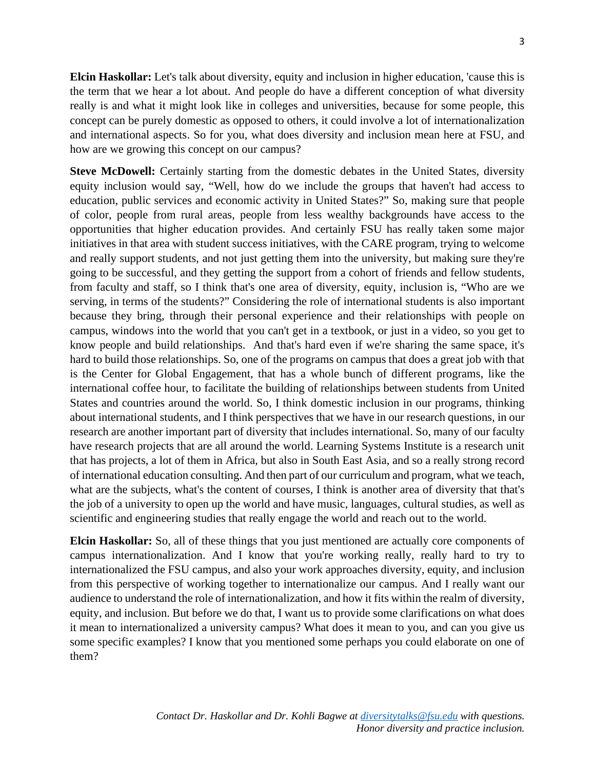**Elcin Haskollar:** Let's talk about diversity, equity and inclusion in higher education, 'cause this is the term that we hear a lot about. And people do have a different conception of what diversity really is and what it might look like in colleges and universities, because for some people, this concept can be purely domestic as opposed to others, it could involve a lot of internationalization and international aspects. So for you, what does diversity and inclusion mean here at FSU, and how are we growing this concept on our campus?

**Steve McDowell:** Certainly starting from the domestic debates in the United States, diversity equity inclusion would say, "Well, how do we include the groups that haven't had access to education, public services and economic activity in United States?" So, making sure that people of color, people from rural areas, people from less wealthy backgrounds have access to the opportunities that higher education provides. And certainly FSU has really taken some major initiatives in that area with student success initiatives, with the CARE program, trying to welcome and really support students, and not just getting them into the university, but making sure they're going to be successful, and they getting the support from a cohort of friends and fellow students, from faculty and staff, so I think that's one area of diversity, equity, inclusion is, "Who are we serving, in terms of the students?" Considering the role of international students is also important because they bring, through their personal experience and their relationships with people on campus, windows into the world that you can't get in a textbook, or just in a video, so you get to know people and build relationships. And that's hard even if we're sharing the same space, it's hard to build those relationships. So, one of the programs on campus that does a great job with that is the Center for Global Engagement, that has a whole bunch of different programs, like the international coffee hour, to facilitate the building of relationships between students from United States and countries around the world. So, I think domestic inclusion in our programs, thinking about international students, and I think perspectives that we have in our research questions, in our research are another important part of diversity that includes international. So, many of our faculty have research projects that are all around the world. Learning Systems Institute is a research unit that has projects, a lot of them in Africa, but also in South East Asia, and so a really strong record of international education consulting. And then part of our curriculum and program, what we teach, what are the subjects, what's the content of courses, I think is another area of diversity that that's the job of a university to open up the world and have music, languages, cultural studies, as well as scientific and engineering studies that really engage the world and reach out to the world.

**Elcin Haskollar:** So, all of these things that you just mentioned are actually core components of campus internationalization. And I know that you're working really, really hard to try to internationalized the FSU campus, and also your work approaches diversity, equity, and inclusion from this perspective of working together to internationalize our campus. And I really want our audience to understand the role of internationalization, and how it fits within the realm of diversity, equity, and inclusion. But before we do that, I want us to provide some clarifications on what does it mean to internationalized a university campus? What does it mean to you, and can you give us some specific examples? I know that you mentioned some perhaps you could elaborate on one of them?

*Contact Dr. Haskollar and Dr. Kohli Bagwe at [diversitytalks@fsu.edu](mailto:diversitytalks@fsu.edu) with questions. Honor diversity and practice inclusion.*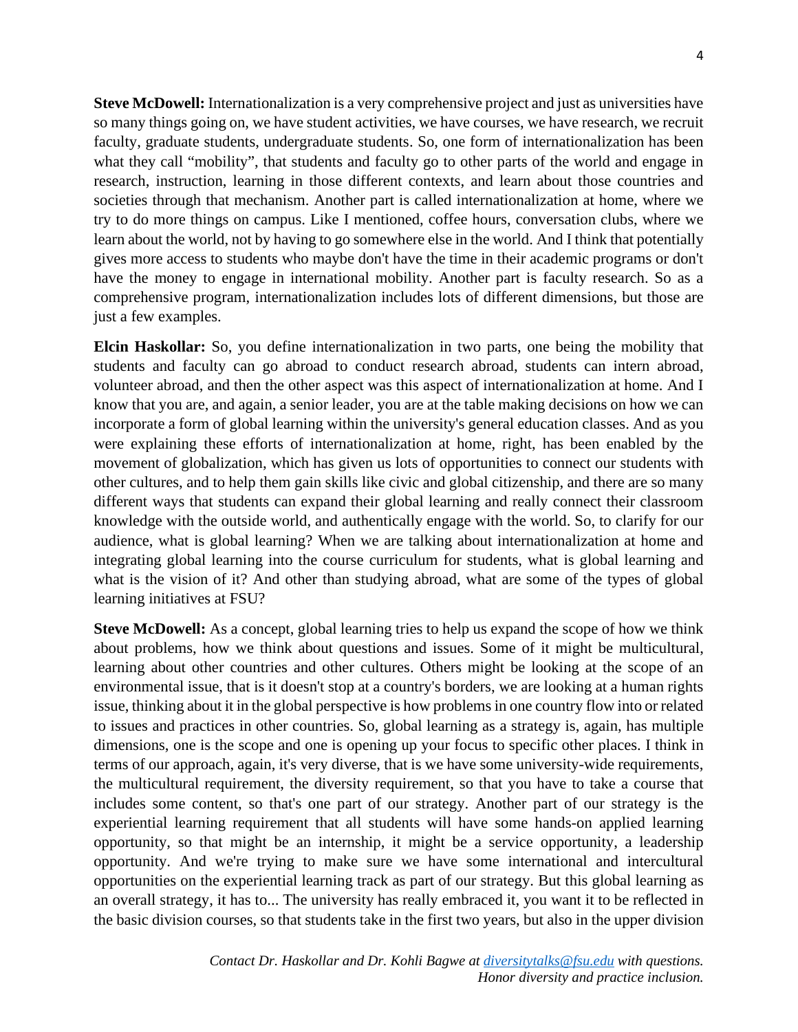**Steve McDowell:** Internationalization is a very comprehensive project and just as universities have so many things going on, we have student activities, we have courses, we have research, we recruit faculty, graduate students, undergraduate students. So, one form of internationalization has been what they call "mobility", that students and faculty go to other parts of the world and engage in research, instruction, learning in those different contexts, and learn about those countries and societies through that mechanism. Another part is called internationalization at home, where we try to do more things on campus. Like I mentioned, coffee hours, conversation clubs, where we learn about the world, not by having to go somewhere else in the world. And I think that potentially gives more access to students who maybe don't have the time in their academic programs or don't have the money to engage in international mobility. Another part is faculty research. So as a comprehensive program, internationalization includes lots of different dimensions, but those are just a few examples.

**Elcin Haskollar:** So, you define internationalization in two parts, one being the mobility that students and faculty can go abroad to conduct research abroad, students can intern abroad, volunteer abroad, and then the other aspect was this aspect of internationalization at home. And I know that you are, and again, a senior leader, you are at the table making decisions on how we can incorporate a form of global learning within the university's general education classes. And as you were explaining these efforts of internationalization at home, right, has been enabled by the movement of globalization, which has given us lots of opportunities to connect our students with other cultures, and to help them gain skills like civic and global citizenship, and there are so many different ways that students can expand their global learning and really connect their classroom knowledge with the outside world, and authentically engage with the world. So, to clarify for our audience, what is global learning? When we are talking about internationalization at home and integrating global learning into the course curriculum for students, what is global learning and what is the vision of it? And other than studying abroad, what are some of the types of global learning initiatives at FSU?

**Steve McDowell:** As a concept, global learning tries to help us expand the scope of how we think about problems, how we think about questions and issues. Some of it might be multicultural, learning about other countries and other cultures. Others might be looking at the scope of an environmental issue, that is it doesn't stop at a country's borders, we are looking at a human rights issue, thinking about it in the global perspective is how problems in one country flow into or related to issues and practices in other countries. So, global learning as a strategy is, again, has multiple dimensions, one is the scope and one is opening up your focus to specific other places. I think in terms of our approach, again, it's very diverse, that is we have some university-wide requirements, the multicultural requirement, the diversity requirement, so that you have to take a course that includes some content, so that's one part of our strategy. Another part of our strategy is the experiential learning requirement that all students will have some hands-on applied learning opportunity, so that might be an internship, it might be a service opportunity, a leadership opportunity. And we're trying to make sure we have some international and intercultural opportunities on the experiential learning track as part of our strategy. But this global learning as an overall strategy, it has to... The university has really embraced it, you want it to be reflected in the basic division courses, so that students take in the first two years, but also in the upper division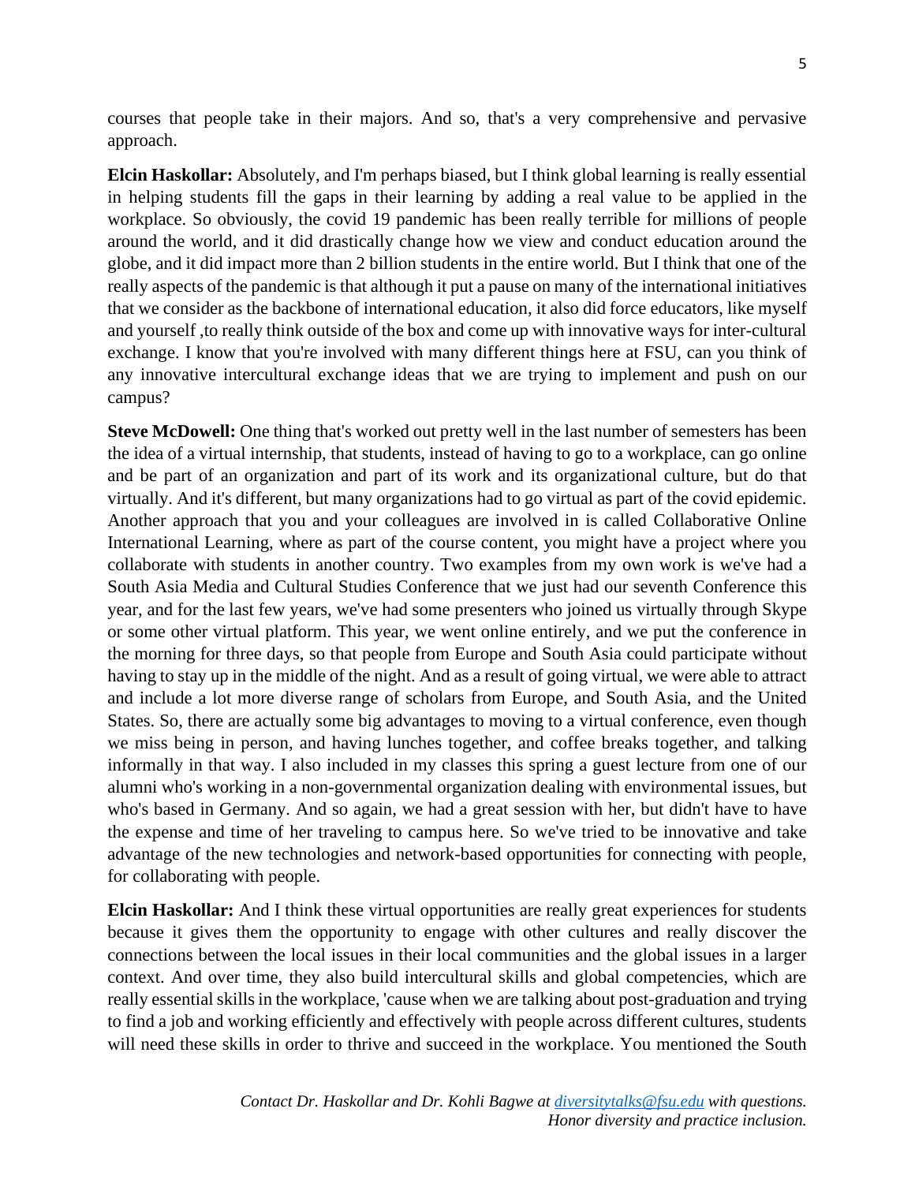courses that people take in their majors. And so, that's a very comprehensive and pervasive approach.

**Elcin Haskollar:** Absolutely, and I'm perhaps biased, but I think global learning is really essential in helping students fill the gaps in their learning by adding a real value to be applied in the workplace. So obviously, the covid 19 pandemic has been really terrible for millions of people around the world, and it did drastically change how we view and conduct education around the globe, and it did impact more than 2 billion students in the entire world. But I think that one of the really aspects of the pandemic is that although it put a pause on many of the international initiatives that we consider as the backbone of international education, it also did force educators, like myself and yourself ,to really think outside of the box and come up with innovative ways for inter-cultural exchange. I know that you're involved with many different things here at FSU, can you think of any innovative intercultural exchange ideas that we are trying to implement and push on our campus?

**Steve McDowell:** One thing that's worked out pretty well in the last number of semesters has been the idea of a virtual internship, that students, instead of having to go to a workplace, can go online and be part of an organization and part of its work and its organizational culture, but do that virtually. And it's different, but many organizations had to go virtual as part of the covid epidemic. Another approach that you and your colleagues are involved in is called Collaborative Online International Learning, where as part of the course content, you might have a project where you collaborate with students in another country. Two examples from my own work is we've had a South Asia Media and Cultural Studies Conference that we just had our seventh Conference this year, and for the last few years, we've had some presenters who joined us virtually through Skype or some other virtual platform. This year, we went online entirely, and we put the conference in the morning for three days, so that people from Europe and South Asia could participate without having to stay up in the middle of the night. And as a result of going virtual, we were able to attract and include a lot more diverse range of scholars from Europe, and South Asia, and the United States. So, there are actually some big advantages to moving to a virtual conference, even though we miss being in person, and having lunches together, and coffee breaks together, and talking informally in that way. I also included in my classes this spring a guest lecture from one of our alumni who's working in a non-governmental organization dealing with environmental issues, but who's based in Germany. And so again, we had a great session with her, but didn't have to have the expense and time of her traveling to campus here. So we've tried to be innovative and take advantage of the new technologies and network-based opportunities for connecting with people, for collaborating with people.

**Elcin Haskollar:** And I think these virtual opportunities are really great experiences for students because it gives them the opportunity to engage with other cultures and really discover the connections between the local issues in their local communities and the global issues in a larger context. And over time, they also build intercultural skills and global competencies, which are really essential skills in the workplace, 'cause when we are talking about post-graduation and trying to find a job and working efficiently and effectively with people across different cultures, students will need these skills in order to thrive and succeed in the workplace. You mentioned the South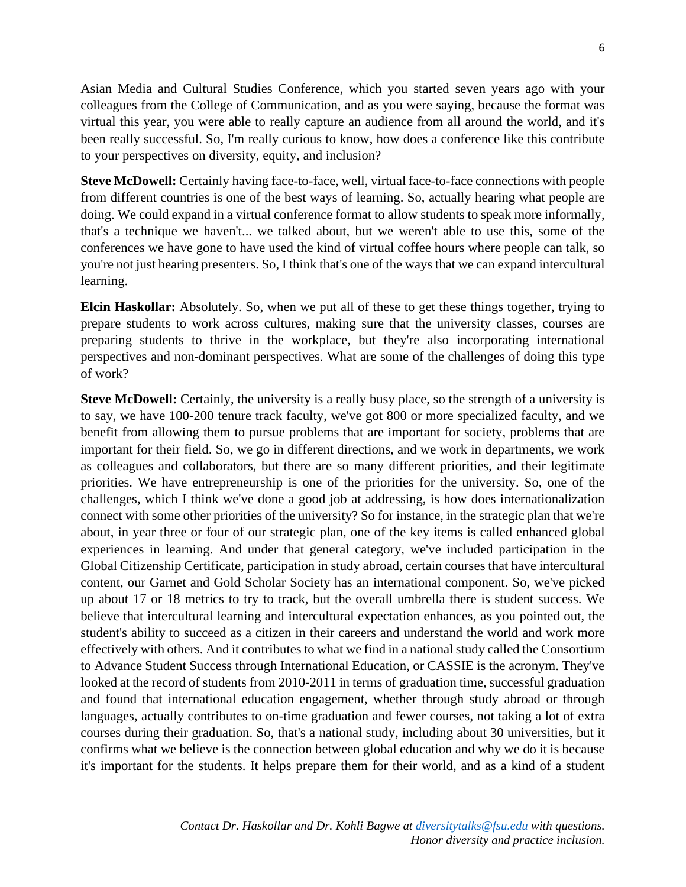Asian Media and Cultural Studies Conference, which you started seven years ago with your colleagues from the College of Communication, and as you were saying, because the format was virtual this year, you were able to really capture an audience from all around the world, and it's been really successful. So, I'm really curious to know, how does a conference like this contribute to your perspectives on diversity, equity, and inclusion?

**Steve McDowell:** Certainly having face-to-face, well, virtual face-to-face connections with people from different countries is one of the best ways of learning. So, actually hearing what people are doing. We could expand in a virtual conference format to allow students to speak more informally, that's a technique we haven't... we talked about, but we weren't able to use this, some of the conferences we have gone to have used the kind of virtual coffee hours where people can talk, so you're not just hearing presenters. So, I think that's one of the ways that we can expand intercultural learning.

**Elcin Haskollar:** Absolutely. So, when we put all of these to get these things together, trying to prepare students to work across cultures, making sure that the university classes, courses are preparing students to thrive in the workplace, but they're also incorporating international perspectives and non-dominant perspectives. What are some of the challenges of doing this type of work?

**Steve McDowell:** Certainly, the university is a really busy place, so the strength of a university is to say, we have 100-200 tenure track faculty, we've got 800 or more specialized faculty, and we benefit from allowing them to pursue problems that are important for society, problems that are important for their field. So, we go in different directions, and we work in departments, we work as colleagues and collaborators, but there are so many different priorities, and their legitimate priorities. We have entrepreneurship is one of the priorities for the university. So, one of the challenges, which I think we've done a good job at addressing, is how does internationalization connect with some other priorities of the university? So for instance, in the strategic plan that we're about, in year three or four of our strategic plan, one of the key items is called enhanced global experiences in learning. And under that general category, we've included participation in the Global Citizenship Certificate, participation in study abroad, certain courses that have intercultural content, our Garnet and Gold Scholar Society has an international component. So, we've picked up about 17 or 18 metrics to try to track, but the overall umbrella there is student success. We believe that intercultural learning and intercultural expectation enhances, as you pointed out, the student's ability to succeed as a citizen in their careers and understand the world and work more effectively with others. And it contributes to what we find in a national study called the Consortium to Advance Student Success through International Education, or CASSIE is the acronym. They've looked at the record of students from 2010-2011 in terms of graduation time, successful graduation and found that international education engagement, whether through study abroad or through languages, actually contributes to on-time graduation and fewer courses, not taking a lot of extra courses during their graduation. So, that's a national study, including about 30 universities, but it confirms what we believe is the connection between global education and why we do it is because it's important for the students. It helps prepare them for their world, and as a kind of a student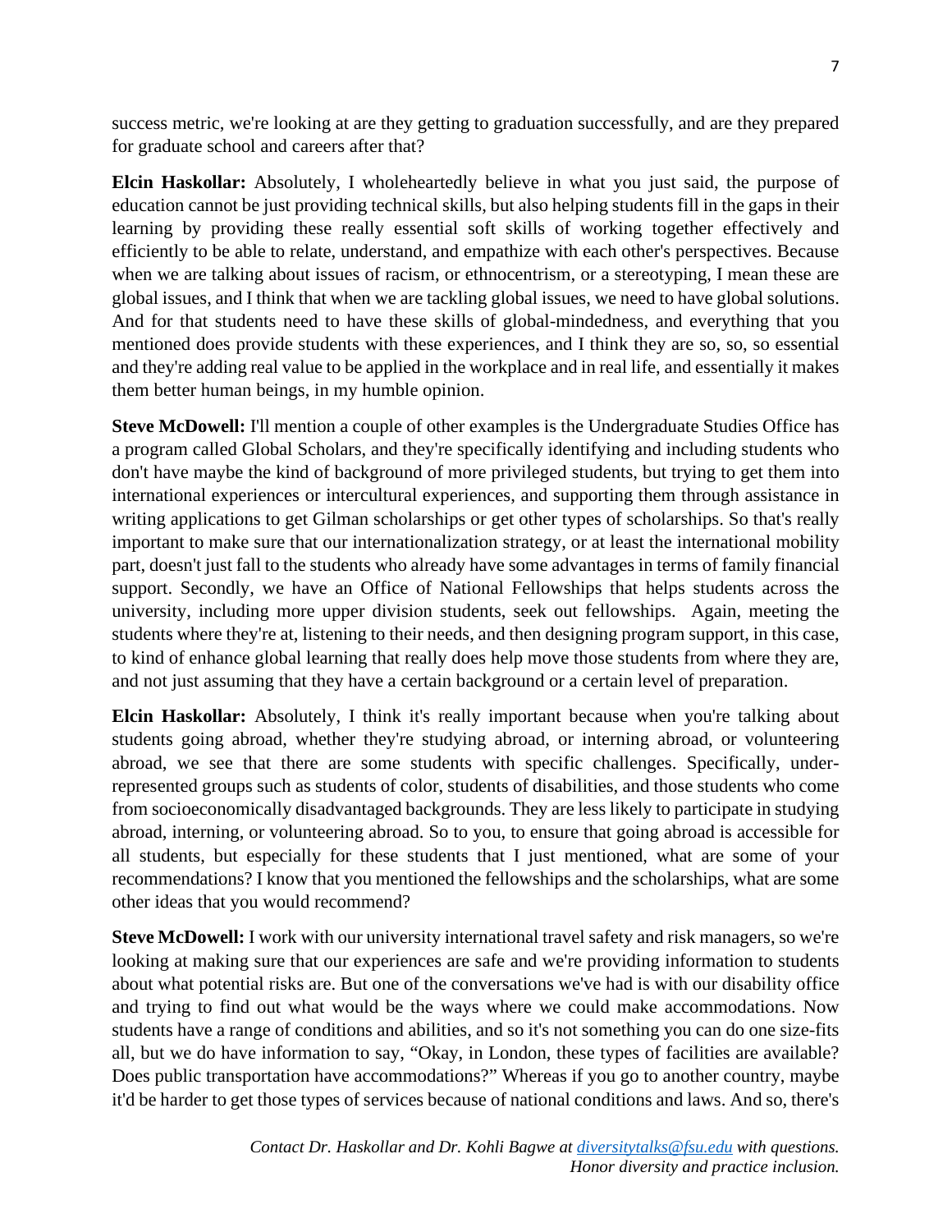success metric, we're looking at are they getting to graduation successfully, and are they prepared for graduate school and careers after that?

**Elcin Haskollar:** Absolutely, I wholeheartedly believe in what you just said, the purpose of education cannot be just providing technical skills, but also helping students fill in the gaps in their learning by providing these really essential soft skills of working together effectively and efficiently to be able to relate, understand, and empathize with each other's perspectives. Because when we are talking about issues of racism, or ethnocentrism, or a stereotyping, I mean these are global issues, and I think that when we are tackling global issues, we need to have global solutions. And for that students need to have these skills of global-mindedness, and everything that you mentioned does provide students with these experiences, and I think they are so, so, so essential and they're adding real value to be applied in the workplace and in real life, and essentially it makes them better human beings, in my humble opinion.

**Steve McDowell:** I'll mention a couple of other examples is the Undergraduate Studies Office has a program called Global Scholars, and they're specifically identifying and including students who don't have maybe the kind of background of more privileged students, but trying to get them into international experiences or intercultural experiences, and supporting them through assistance in writing applications to get Gilman scholarships or get other types of scholarships. So that's really important to make sure that our internationalization strategy, or at least the international mobility part, doesn't just fall to the students who already have some advantages in terms of family financial support. Secondly, we have an Office of National Fellowships that helps students across the university, including more upper division students, seek out fellowships. Again, meeting the students where they're at, listening to their needs, and then designing program support, in this case, to kind of enhance global learning that really does help move those students from where they are, and not just assuming that they have a certain background or a certain level of preparation.

**Elcin Haskollar:** Absolutely, I think it's really important because when you're talking about students going abroad, whether they're studying abroad, or interning abroad, or volunteering abroad, we see that there are some students with specific challenges. Specifically, under-represented groups such as students of color, students of disabilities, and those students who come from socioeconomically disadvantaged backgrounds. They are less likely to participate in studying abroad, interning, or volunteering abroad. So to you, to ensure that going abroad is accessible for all students, but especially for these students that I just mentioned, what are some of your recommendations? I know that you mentioned the fellowships and the scholarships, what are some other ideas that you would recommend?

**Steve McDowell:** I work with our university international travel safety and risk managers, so we're looking at making sure that our experiences are safe and we're providing information to students about what potential risks are. But one of the conversations we've had is with our disability office and trying to find out what would be the ways where we could make accommodations. Now students have a range of conditions and abilities, and so it's not something you can do one size-fits all, but we do have information to say, "Okay, in London, these types of facilities are available? Does public transportation have accommodations?" Whereas if you go to another country, maybe it'd be harder to get those types of services because of national conditions and laws. And so, there's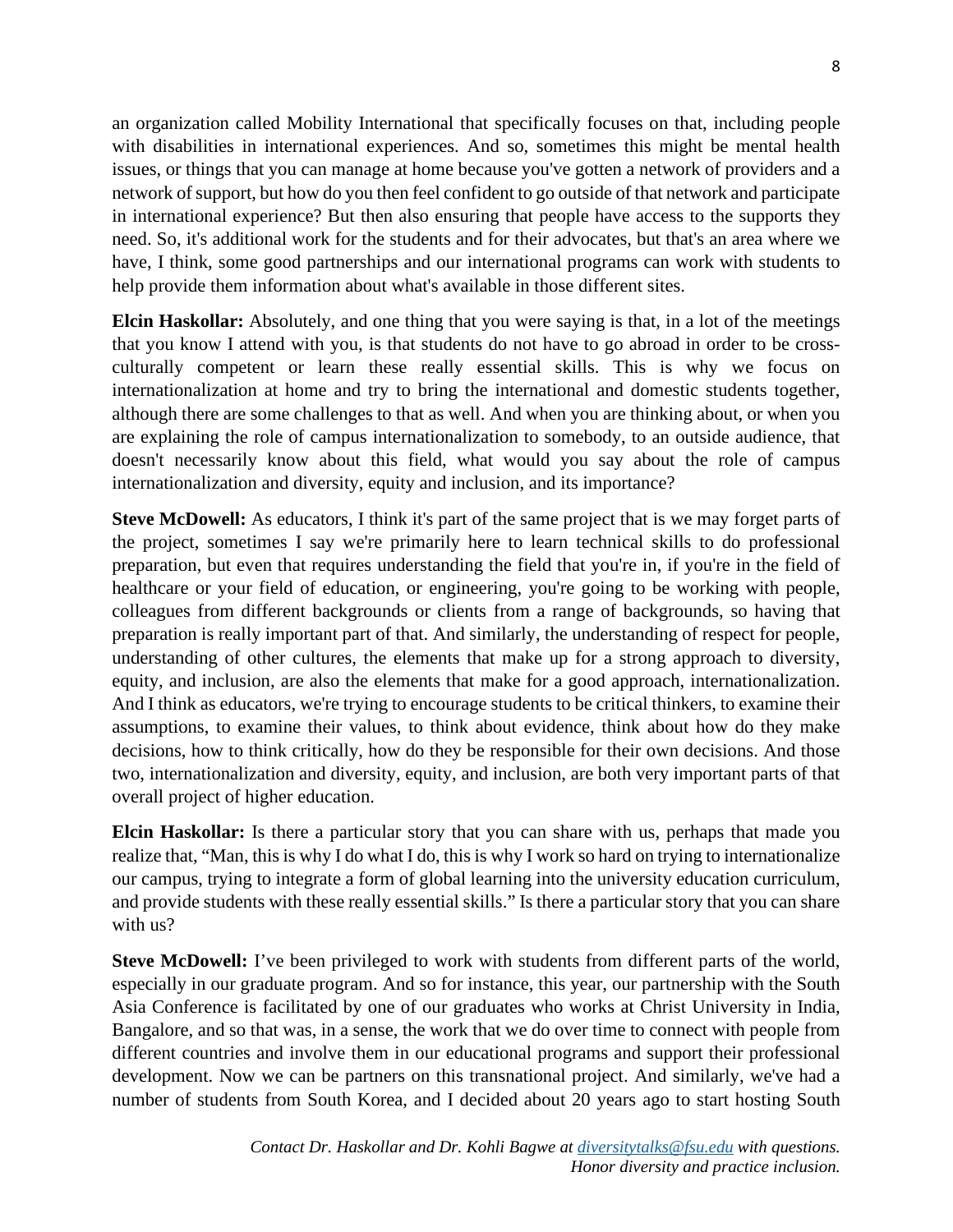an organization called Mobility International that specifically focuses on that, including people with disabilities in international experiences. And so, sometimes this might be mental health issues, or things that you can manage at home because you've gotten a network of providers and a network of support, but how do you then feel confident to go outside of that network and participate in international experience? But then also ensuring that people have access to the supports they need. So, it's additional work for the students and for their advocates, but that's an area where we have, I think, some good partnerships and our international programs can work with students to help provide them information about what's available in those different sites.

**Elcin Haskollar:** Absolutely, and one thing that you were saying is that, in a lot of the meetings that you know I attend with you, is that students do not have to go abroad in order to be cross-culturally competent or learn these really essential skills. This is why we focus on internationalization at home and try to bring the international and domestic students together, although there are some challenges to that as well. And when you are thinking about, or when you are explaining the role of campus internationalization to somebody, to an outside audience, that doesn't necessarily know about this field, what would you say about the role of campus internationalization and diversity, equity and inclusion, and its importance?

**Steve McDowell:** As educators, I think it's part of the same project that is we may forget parts of the project, sometimes I say we're primarily here to learn technical skills to do professional preparation, but even that requires understanding the field that you're in, if you're in the field of healthcare or your field of education, or engineering, you're going to be working with people, colleagues from different backgrounds or clients from a range of backgrounds, so having that preparation is really important part of that. And similarly, the understanding of respect for people, understanding of other cultures, the elements that make up for a strong approach to diversity, equity, and inclusion, are also the elements that make for a good approach, internationalization. And I think as educators, we're trying to encourage students to be critical thinkers, to examine their assumptions, to examine their values, to think about evidence, think about how do they make decisions, how to think critically, how do they be responsible for their own decisions. And those two, internationalization and diversity, equity, and inclusion, are both very important parts of that overall project of higher education.

**Elcin Haskollar:** Is there a particular story that you can share with us, perhaps that made you realize that, "Man, this is why I do what I do, this is why I work so hard on trying to internationalize our campus, trying to integrate a form of global learning into the university education curriculum, and provide students with these really essential skills." Is there a particular story that you can share with us?

**Steve McDowell:** I've been privileged to work with students from different parts of the world, especially in our graduate program. And so for instance, this year, our partnership with the South Asia Conference is facilitated by one of our graduates who works at Christ University in India, Bangalore, and so that was, in a sense, the work that we do over time to connect with people from different countries and involve them in our educational programs and support their professional development. Now we can be partners on this transnational project. And similarly, we've had a number of students from South Korea, and I decided about 20 years ago to start hosting South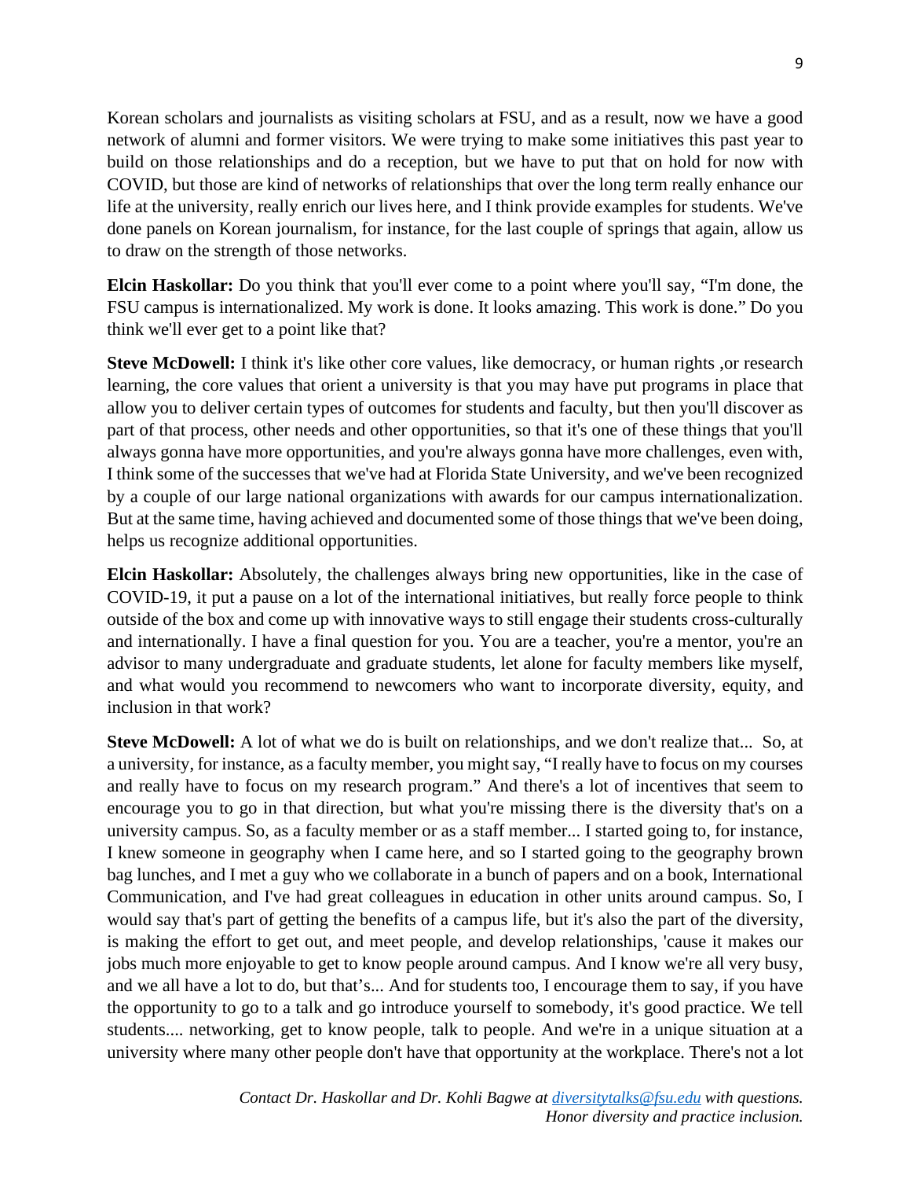Korean scholars and journalists as visiting scholars at FSU, and as a result, now we have a good network of alumni and former visitors. We were trying to make some initiatives this past year to build on those relationships and do a reception, but we have to put that on hold for now with COVID, but those are kind of networks of relationships that over the long term really enhance our life at the university, really enrich our lives here, and I think provide examples for students. We've done panels on Korean journalism, for instance, for the last couple of springs that again, allow us to draw on the strength of those networks.

**Elcin Haskollar:** Do you think that you'll ever come to a point where you'll say, "I'm done, the FSU campus is internationalized. My work is done. It looks amazing. This work is done." Do you think we'll ever get to a point like that?

**Steve McDowell:** I think it's like other core values, like democracy, or human rights ,or research learning, the core values that orient a university is that you may have put programs in place that allow you to deliver certain types of outcomes for students and faculty, but then you'll discover as part of that process, other needs and other opportunities, so that it's one of these things that you'll always gonna have more opportunities, and you're always gonna have more challenges, even with, I think some of the successes that we've had at Florida State University, and we've been recognized by a couple of our large national organizations with awards for our campus internationalization. But at the same time, having achieved and documented some of those things that we've been doing, helps us recognize additional opportunities.

**Elcin Haskollar:** Absolutely, the challenges always bring new opportunities, like in the case of COVID-19, it put a pause on a lot of the international initiatives, but really force people to think outside of the box and come up with innovative ways to still engage their students cross-culturally and internationally. I have a final question for you. You are a teacher, you're a mentor, you're an advisor to many undergraduate and graduate students, let alone for faculty members like myself, and what would you recommend to newcomers who want to incorporate diversity, equity, and inclusion in that work?

**Steve McDowell:** A lot of what we do is built on relationships, and we don't realize that... So, at a university, for instance, as a faculty member, you might say, "I really have to focus on my courses and really have to focus on my research program." And there's a lot of incentives that seem to encourage you to go in that direction, but what you're missing there is the diversity that's on a university campus. So, as a faculty member or as a staff member... I started going to, for instance, I knew someone in geography when I came here, and so I started going to the geography brown bag lunches, and I met a guy who we collaborate in a bunch of papers and on a book, International Communication, and I've had great colleagues in education in other units around campus. So, I would say that's part of getting the benefits of a campus life, but it's also the part of the diversity, is making the effort to get out, and meet people, and develop relationships, 'cause it makes our jobs much more enjoyable to get to know people around campus. And I know we're all very busy, and we all have a lot to do, but that's... And for students too, I encourage them to say, if you have the opportunity to go to a talk and go introduce yourself to somebody, it's good practice. We tell students.... networking, get to know people, talk to people. And we're in a unique situation at a university where many other people don't have that opportunity at the workplace. There's not a lot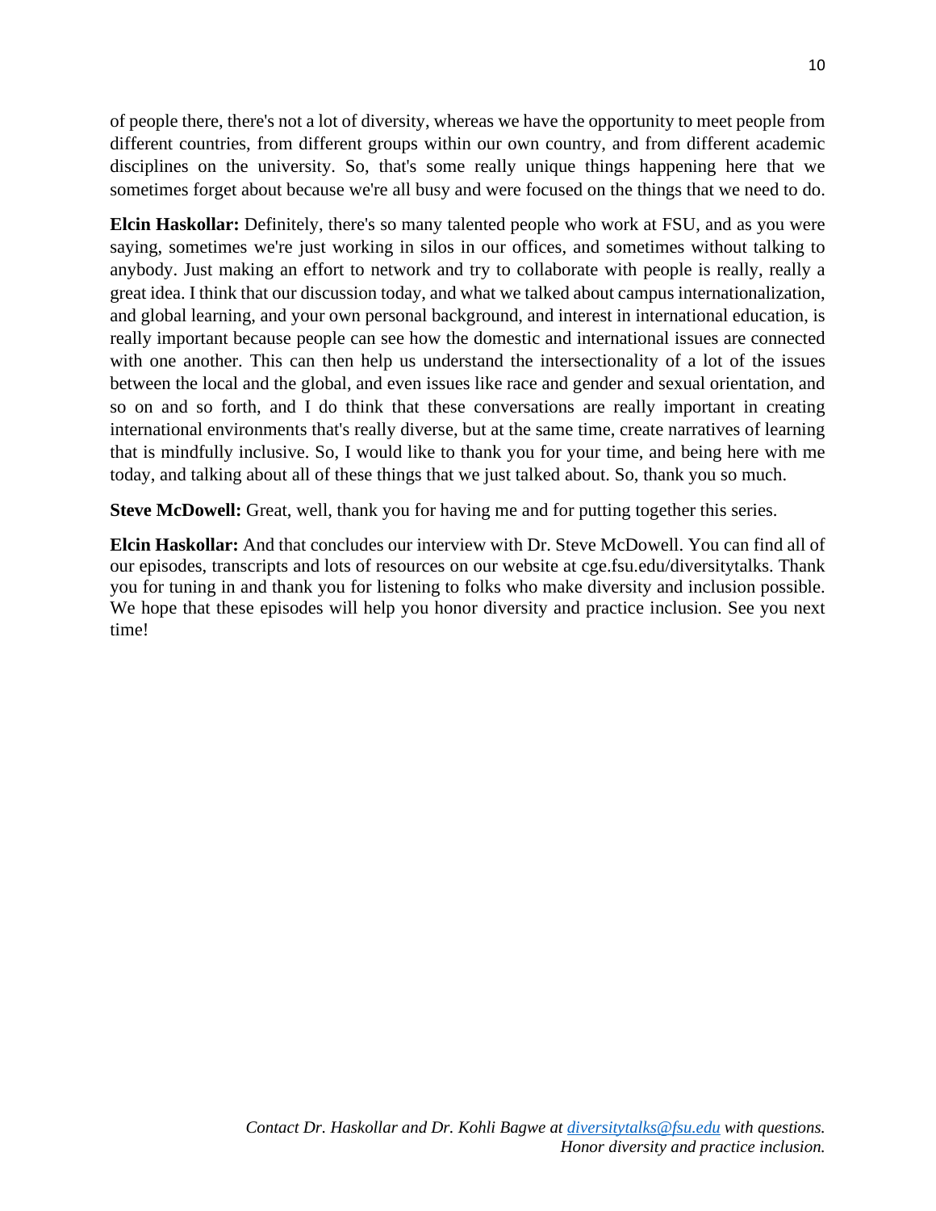of people there, there's not a lot of diversity, whereas we have the opportunity to meet people from different countries, from different groups within our own country, and from different academic disciplines on the university. So, that's some really unique things happening here that we sometimes forget about because we're all busy and were focused on the things that we need to do.

**Elcin Haskollar:** Definitely, there's so many talented people who work at FSU, and as you were saying, sometimes we're just working in silos in our offices, and sometimes without talking to anybody. Just making an effort to network and try to collaborate with people is really, really a great idea. I think that our discussion today, and what we talked about campus internationalization, and global learning, and your own personal background, and interest in international education, is really important because people can see how the domestic and international issues are connected with one another. This can then help us understand the intersectionality of a lot of the issues between the local and the global, and even issues like race and gender and sexual orientation, and so on and so forth, and I do think that these conversations are really important in creating international environments that's really diverse, but at the same time, create narratives of learning that is mindfully inclusive. So, I would like to thank you for your time, and being here with me today, and talking about all of these things that we just talked about. So, thank you so much.

**Steve McDowell:** Great, well, thank you for having me and for putting together this series.

**Elcin Haskollar:** And that concludes our interview with Dr. Steve McDowell. You can find all of our episodes, transcripts and lots of resources on our website at cge.fsu.edu/diversitytalks. Thank you for tuning in and thank you for listening to folks who make diversity and inclusion possible. We hope that these episodes will help you honor diversity and practice inclusion. See you next time!

*Contact Dr. Haskollar and Dr. Kohli Bagwe at [diversitytalks@fsu.edu](mailto:diversitytalks@fsu.edu) with questions.*
*Honor diversity and practice inclusion.*